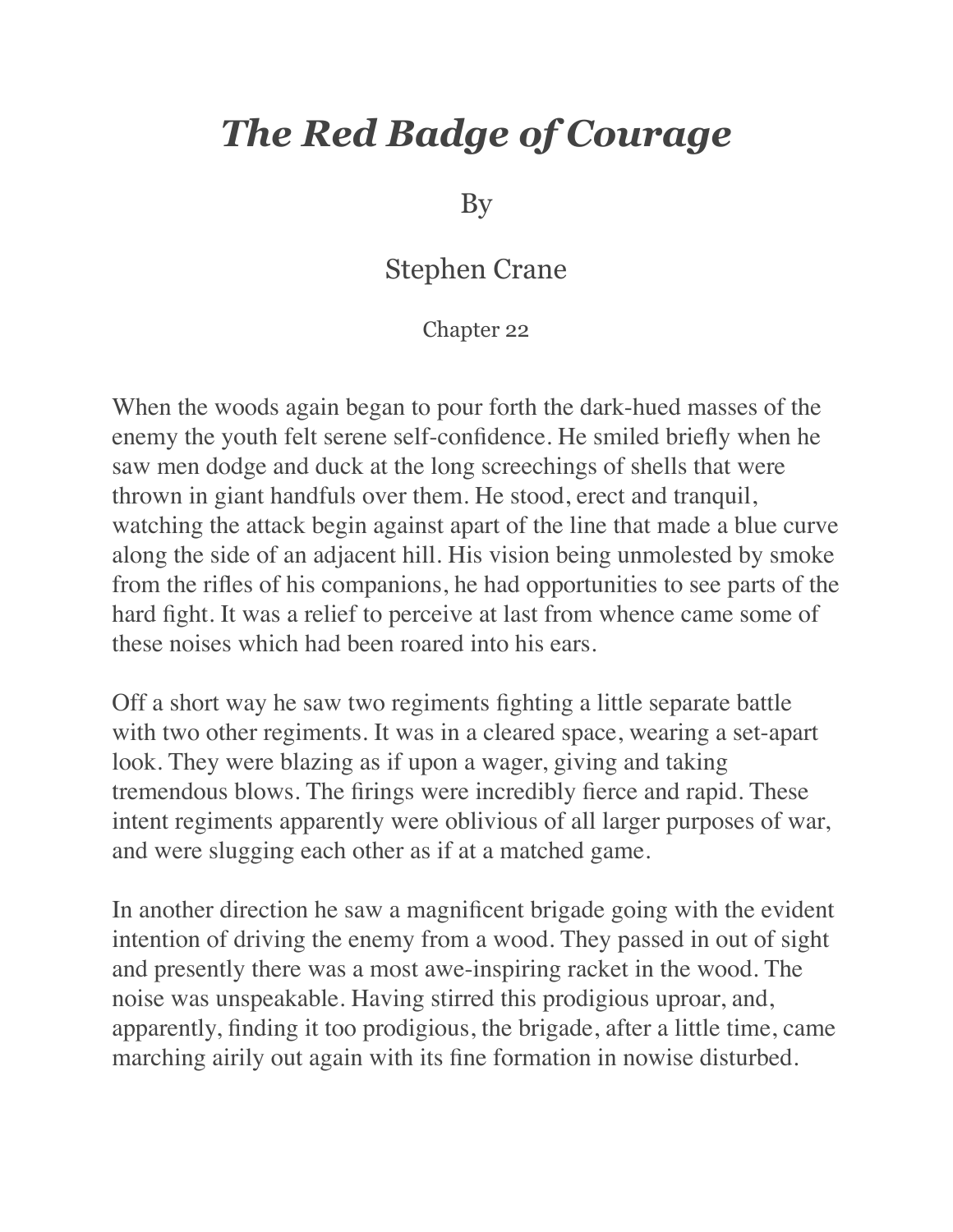# *The Red Badge of Courage*

By

Stephen Crane

Chapter 22

When the woods again began to pour forth the dark-hued masses of the enemy the youth felt serene self-confidence. He smiled briefly when he saw men dodge and duck at the long screechings of shells that were thrown in giant handfuls over them. He stood, erect and tranquil, watching the attack begin against apart of the line that made a blue curve along the side of an adjacent hill. His vision being unmolested by smoke from the rifles of his companions, he had opportunities to see parts of the hard fight. It was a relief to perceive at last from whence came some of these noises which had been roared into his ears.

Off a short way he saw two regiments fighting a little separate battle with two other regiments. It was in a cleared space, wearing a set-apart look. They were blazing as if upon a wager, giving and taking tremendous blows. The firings were incredibly fierce and rapid. These intent regiments apparently were oblivious of all larger purposes of war, and were slugging each other as if at a matched game.

In another direction he saw a magnificent brigade going with the evident intention of driving the enemy from a wood. They passed in out of sight and presently there was a most awe-inspiring racket in the wood. The noise was unspeakable. Having stirred this prodigious uproar, and, apparently, finding it too prodigious, the brigade, after a little time, came marching airily out again with its fine formation in nowise disturbed.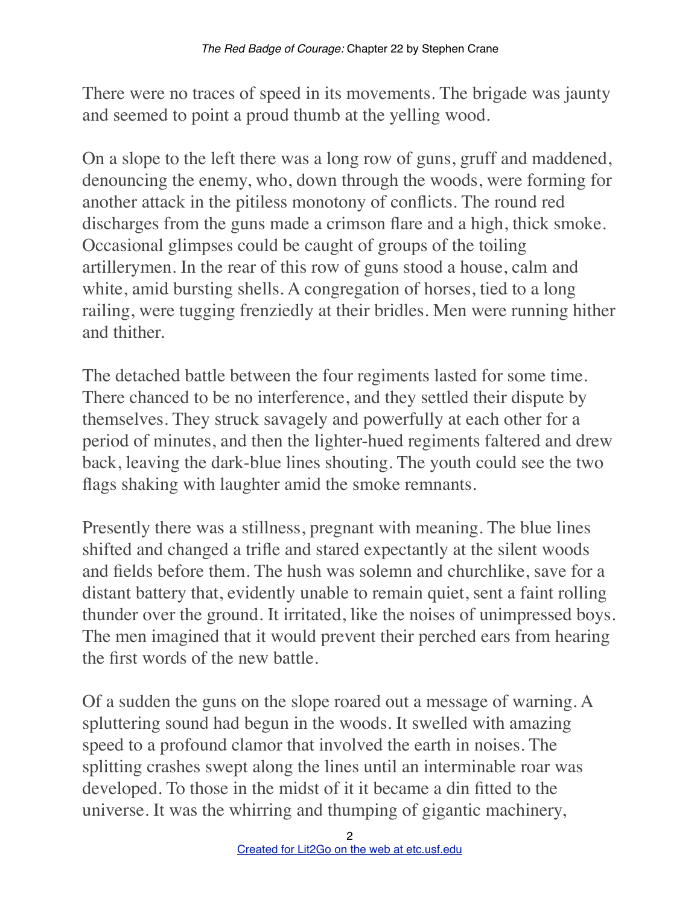There were no traces of speed in its movements. The brigade was jaunty and seemed to point a proud thumb at the yelling wood.

On a slope to the left there was a long row of guns, gruff and maddened, denouncing the enemy, who, down through the woods, were forming for another attack in the pitiless monotony of conflicts. The round red discharges from the guns made a crimson flare and a high, thick smoke. Occasional glimpses could be caught of groups of the toiling artillerymen. In the rear of this row of guns stood a house, calm and white, amid bursting shells. A congregation of horses, tied to a long railing, were tugging frenziedly at their bridles. Men were running hither and thither.

The detached battle between the four regiments lasted for some time. There chanced to be no interference, and they settled their dispute by themselves. They struck savagely and powerfully at each other for a period of minutes, and then the lighter-hued regiments faltered and drew back, leaving the dark-blue lines shouting. The youth could see the two flags shaking with laughter amid the smoke remnants.

Presently there was a stillness, pregnant with meaning. The blue lines shifted and changed a trifle and stared expectantly at the silent woods and fields before them. The hush was solemn and churchlike, save for a distant battery that, evidently unable to remain quiet, sent a faint rolling thunder over the ground. It irritated, like the noises of unimpressed boys. The men imagined that it would prevent their perched ears from hearing the first words of the new battle.

Of a sudden the guns on the slope roared out a message of warning. A spluttering sound had begun in the woods. It swelled with amazing speed to a profound clamor that involved the earth in noises. The splitting crashes swept along the lines until an interminable roar was developed. To those in the midst of it it became a din fitted to the universe. It was the whirring and thumping of gigantic machinery,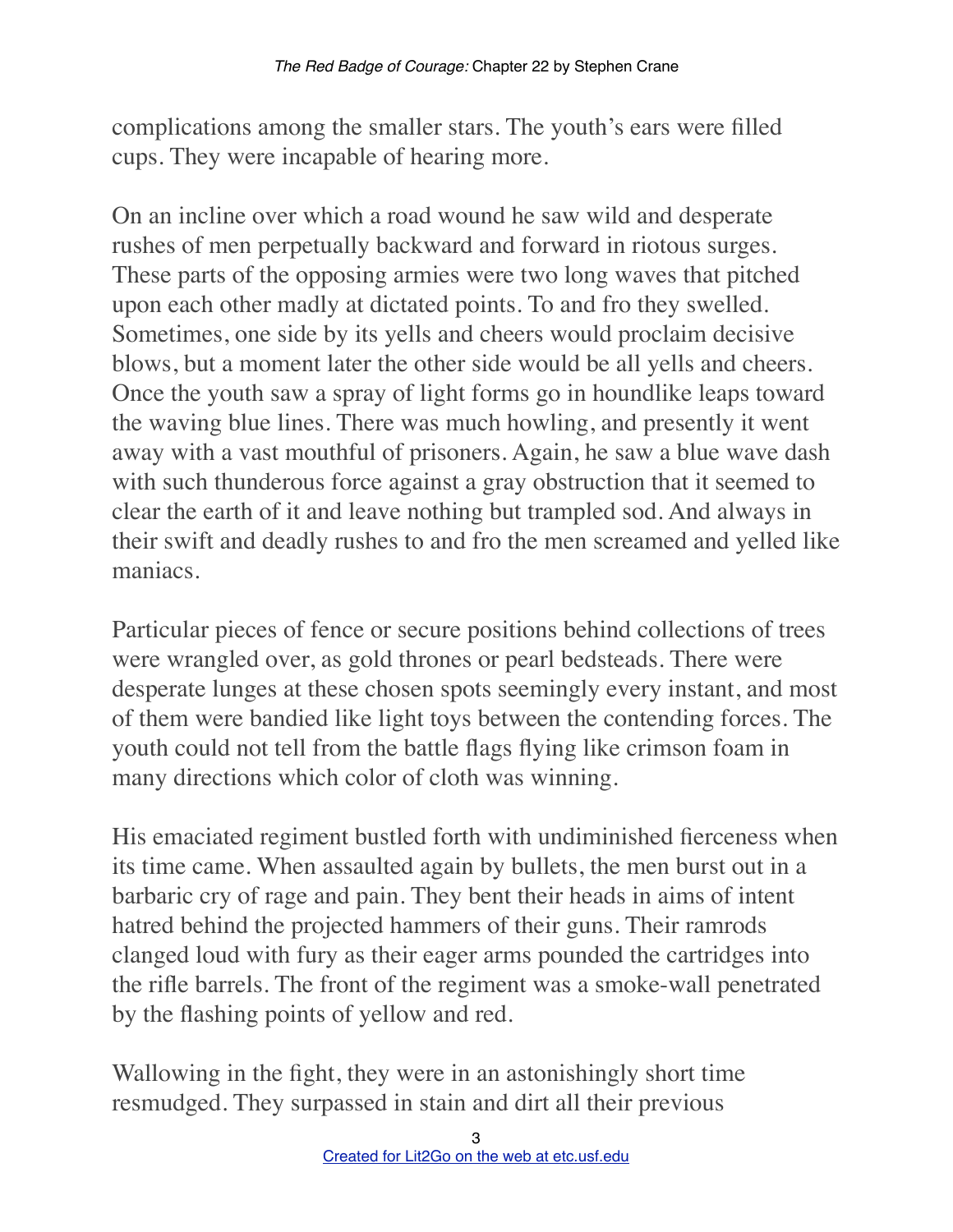complications among the smaller stars. The youth's ears were filled cups. They were incapable of hearing more.

On an incline over which a road wound he saw wild and desperate rushes of men perpetually backward and forward in riotous surges. These parts of the opposing armies were two long waves that pitched upon each other madly at dictated points. To and fro they swelled. Sometimes, one side by its yells and cheers would proclaim decisive blows, but a moment later the other side would be all yells and cheers. Once the youth saw a spray of light forms go in houndlike leaps toward the waving blue lines. There was much howling, and presently it went away with a vast mouthful of prisoners. Again, he saw a blue wave dash with such thunderous force against a gray obstruction that it seemed to clear the earth of it and leave nothing but trampled sod. And always in their swift and deadly rushes to and fro the men screamed and yelled like maniacs.

Particular pieces of fence or secure positions behind collections of trees were wrangled over, as gold thrones or pearl bedsteads. There were desperate lunges at these chosen spots seemingly every instant, and most of them were bandied like light toys between the contending forces. The youth could not tell from the battle flags flying like crimson foam in many directions which color of cloth was winning.

His emaciated regiment bustled forth with undiminished fierceness when its time came. When assaulted again by bullets, the men burst out in a barbaric cry of rage and pain. They bent their heads in aims of intent hatred behind the projected hammers of their guns. Their ramrods clanged loud with fury as their eager arms pounded the cartridges into the rifle barrels. The front of the regiment was a smoke-wall penetrated by the flashing points of yellow and red.

Wallowing in the fight, they were in an astonishingly short time resmudged. They surpassed in stain and dirt all their previous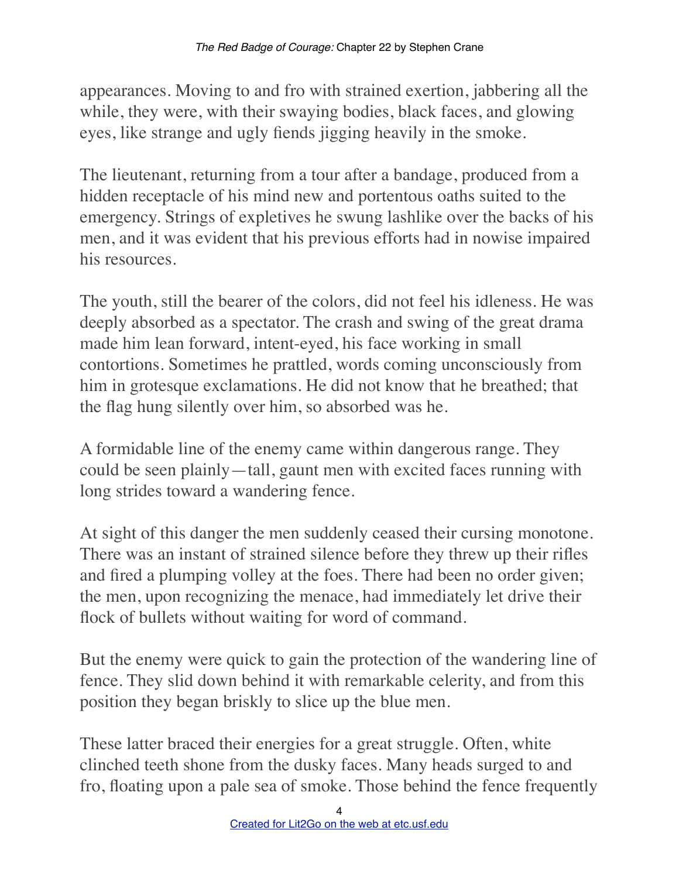appearances. Moving to and fro with strained exertion, jabbering all the while, they were, with their swaying bodies, black faces, and glowing eyes, like strange and ugly fiends jigging heavily in the smoke.

The lieutenant, returning from a tour after a bandage, produced from a hidden receptacle of his mind new and portentous oaths suited to the emergency. Strings of expletives he swung lashlike over the backs of his men, and it was evident that his previous efforts had in nowise impaired his resources.

The youth, still the bearer of the colors, did not feel his idleness. He was deeply absorbed as a spectator. The crash and swing of the great drama made him lean forward, intent-eyed, his face working in small contortions. Sometimes he prattled, words coming unconsciously from him in grotesque exclamations. He did not know that he breathed; that the flag hung silently over him, so absorbed was he.

A formidable line of the enemy came within dangerous range. They could be seen plainly—tall, gaunt men with excited faces running with long strides toward a wandering fence.

At sight of this danger the men suddenly ceased their cursing monotone. There was an instant of strained silence before they threw up their rifles and fired a plumping volley at the foes. There had been no order given; the men, upon recognizing the menace, had immediately let drive their flock of bullets without waiting for word of command.

But the enemy were quick to gain the protection of the wandering line of fence. They slid down behind it with remarkable celerity, and from this position they began briskly to slice up the blue men.

These latter braced their energies for a great struggle. Often, white clinched teeth shone from the dusky faces. Many heads surged to and fro, floating upon a pale sea of smoke. Those behind the fence frequently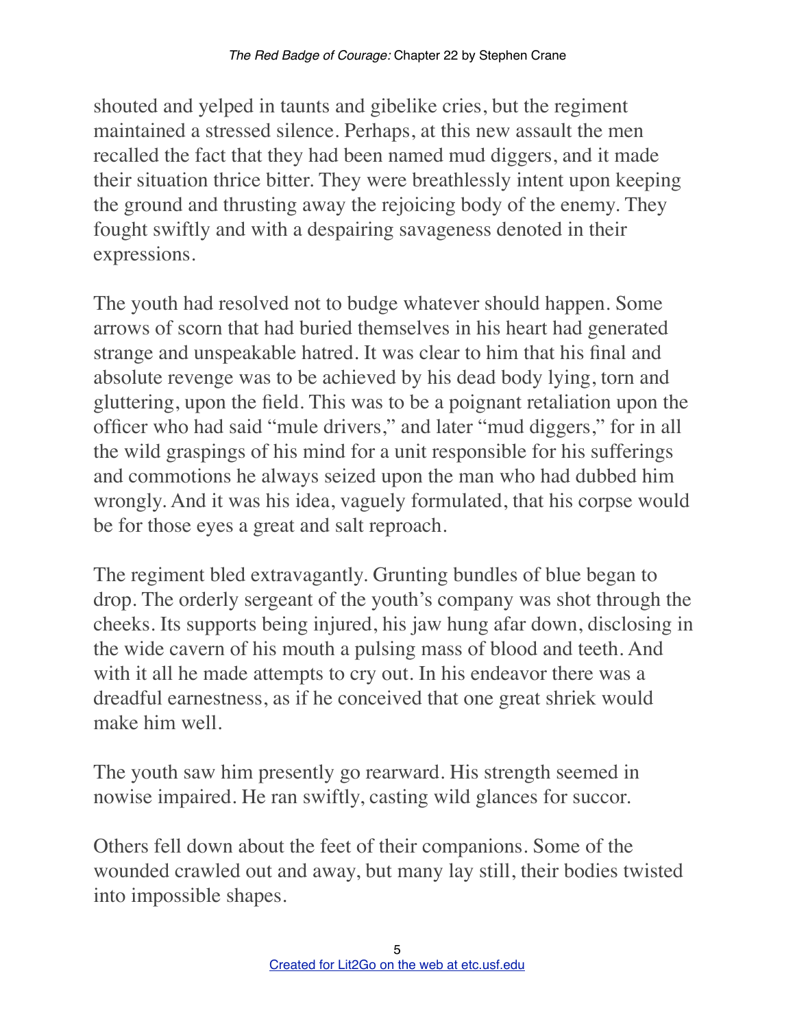shouted and yelped in taunts and gibelike cries, but the regiment maintained a stressed silence. Perhaps, at this new assault the men recalled the fact that they had been named mud diggers, and it made their situation thrice bitter. They were breathlessly intent upon keeping the ground and thrusting away the rejoicing body of the enemy. They fought swiftly and with a despairing savageness denoted in their expressions.

The youth had resolved not to budge whatever should happen. Some arrows of scorn that had buried themselves in his heart had generated strange and unspeakable hatred. It was clear to him that his final and absolute revenge was to be achieved by his dead body lying, torn and gluttering, upon the field. This was to be a poignant retaliation upon the officer who had said "mule drivers," and later "mud diggers," for in all the wild graspings of his mind for a unit responsible for his sufferings and commotions he always seized upon the man who had dubbed him wrongly. And it was his idea, vaguely formulated, that his corpse would be for those eyes a great and salt reproach.

The regiment bled extravagantly. Grunting bundles of blue began to drop. The orderly sergeant of the youth's company was shot through the cheeks. Its supports being injured, his jaw hung afar down, disclosing in the wide cavern of his mouth a pulsing mass of blood and teeth. And with it all he made attempts to cry out. In his endeavor there was a dreadful earnestness, as if he conceived that one great shriek would make him well.

The youth saw him presently go rearward. His strength seemed in nowise impaired. He ran swiftly, casting wild glances for succor.

Others fell down about the feet of their companions. Some of the wounded crawled out and away, but many lay still, their bodies twisted into impossible shapes.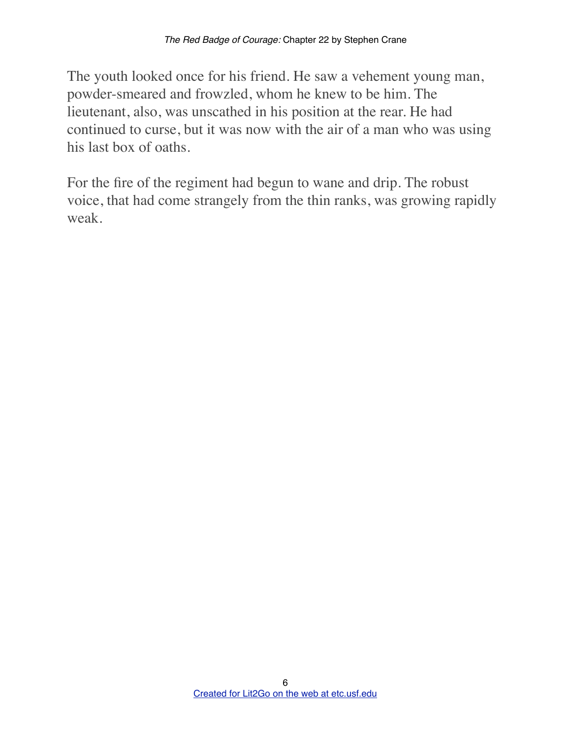The youth looked once for his friend. He saw a vehement young man, powder-smeared and frowzled, whom he knew to be him. The lieutenant, also, was unscathed in his position at the rear. He had continued to curse, but it was now with the air of a man who was using his last box of oaths.

For the fire of the regiment had begun to wane and drip. The robust voice, that had come strangely from the thin ranks, was growing rapidly weak.